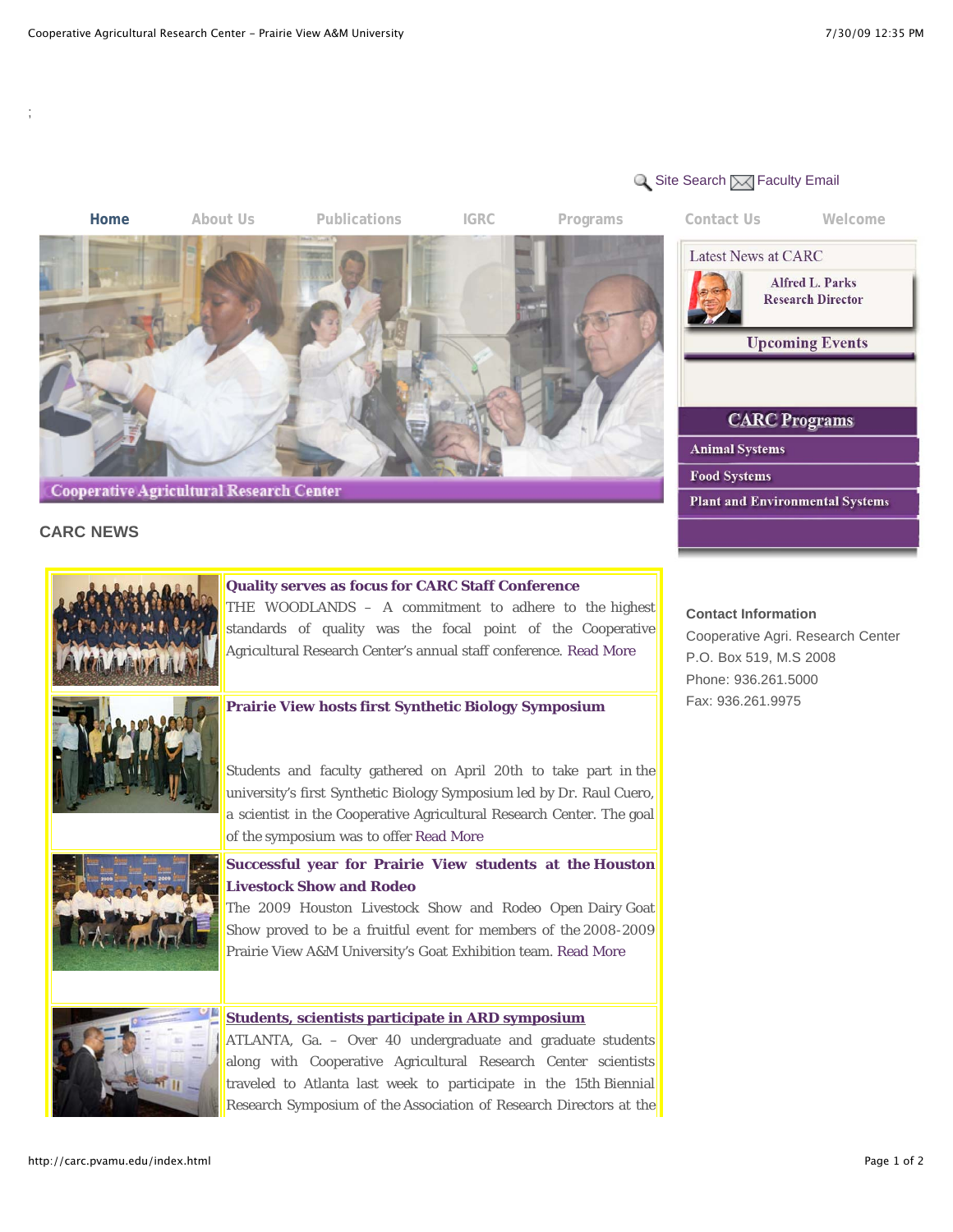;

Site Search Faculty Email

Home | About Us | Publications | IGRC | Programs | Contact Us | Welcome

Cooperative Agricultural Research Center

Latest News at CARC

Alfred L. Parks
Research Director

Upcoming Events

**CARC Programs**

- Animal Systems
- Food Systems
- Plant and Environmental Systems

## CARC NEWS

**Quality serves as focus for CARC Staff Conference**

THE WOODLANDS – A commitment to adhere to the highest standards of quality was the focal point of the Cooperative Agricultural Research Center's annual staff conference. Read More

**Prairie View hosts first Synthetic Biology Symposium**

Students and faculty gathered on April 20th to take part in the university's first Synthetic Biology Symposium led by Dr. Raul Cuero, a scientist in the Cooperative Agricultural Research Center. The goal of the symposium was to offer Read More

**Successful year for Prairie View students at the Houston Livestock Show and Rodeo**

The 2009 Houston Livestock Show and Rodeo Open Dairy Goat Show proved to be a fruitful event for members of the 2008-2009 Prairie View A&M University's Goat Exhibition team. Read More

**Students, scientists participate in ARD symposium**

ATLANTA, Ga. – Over 40 undergraduate and graduate students along with Cooperative Agricultural Research Center scientists traveled to Atlanta last week to participate in the 15th Biennial Research Symposium of the Association of Research Directors at the

**Contact Information**

Cooperative Agri. Research Center
P.O. Box 519, M.S 2008
Phone: 936.261.5000
Fax: 936.261.9975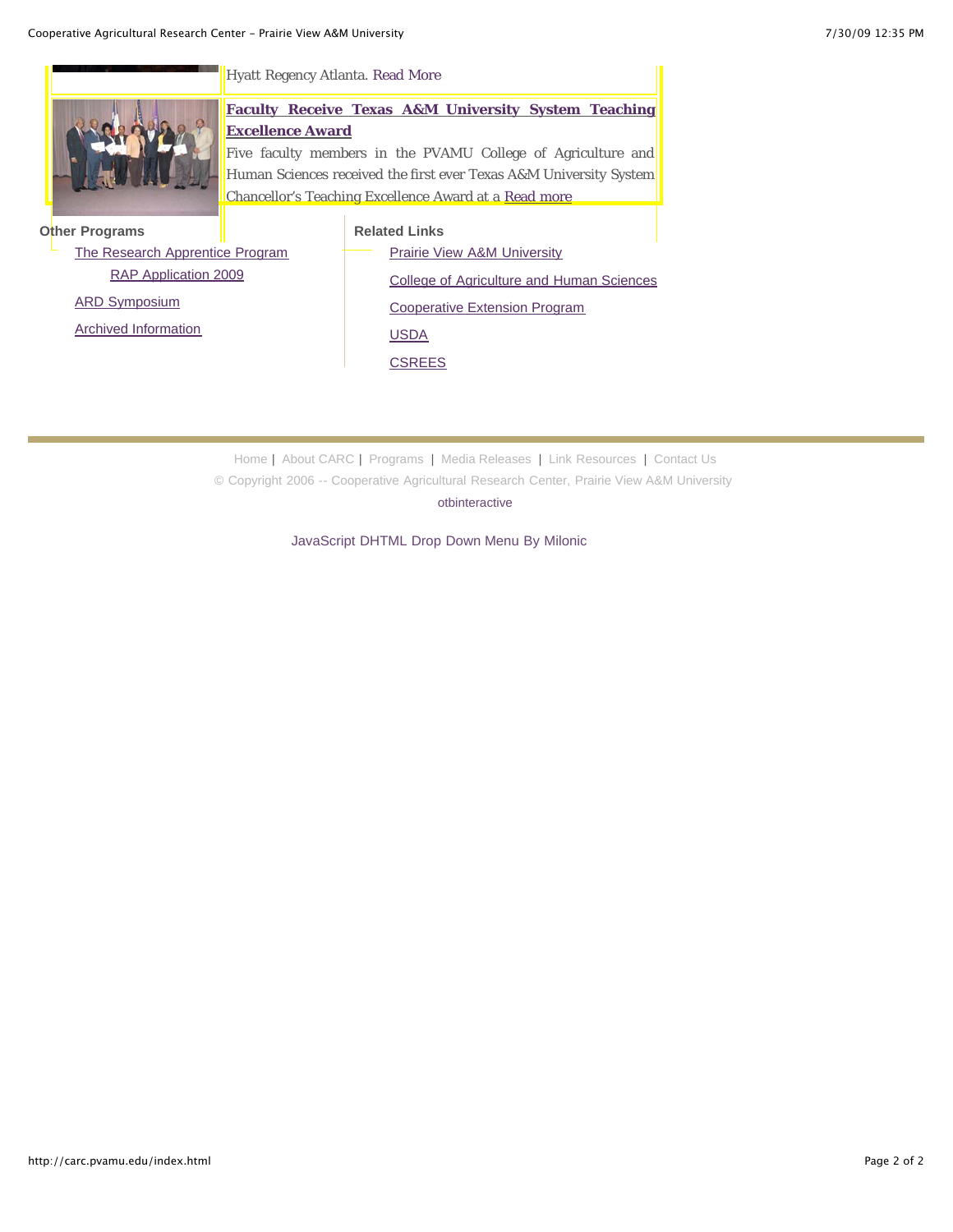Hyatt Regency Atlanta. Read More

**Faculty Receive Texas A&M University System Teaching Excellence Award**

Five faculty members in the PVAMU College of Agriculture and Human Sciences received the first ever Texas A&M University System Chancellor's Teaching Excellence Award at a Read more

**Other Programs**

- The Research Apprentice Program
  - RAP Application 2009
- ARD Symposium
- Archived Information

**Related Links**

- Prairie View A&M University
- College of Agriculture and Human Sciences
- Cooperative Extension Program
- USDA
- CSREES

Home | About CARC | Programs | Media Releases | Link Resources | Contact Us

© Copyright 2006 -- Cooperative Agricultural Research Center, Prairie View A&M University

otbinteractive

JavaScript DHTML Drop Down Menu By Milonic